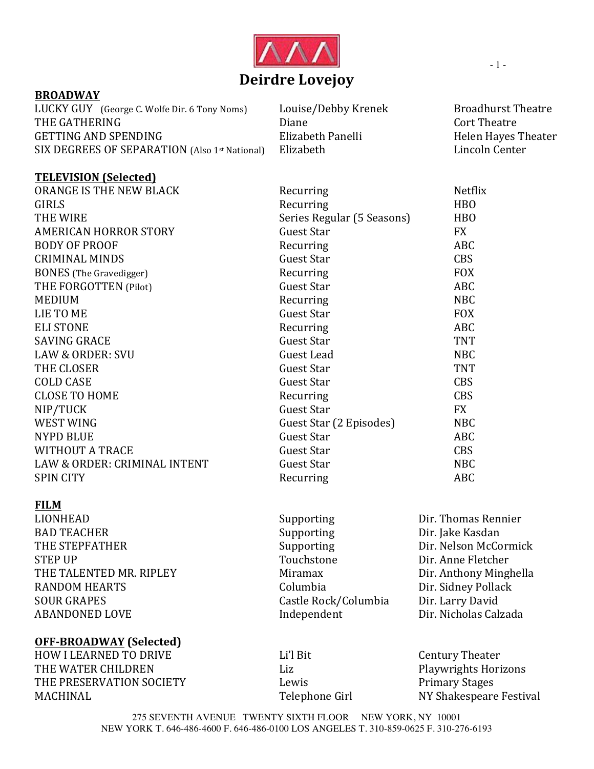# Deirdre Lovejoy

## BROADWAY

| | | |
|---|---|---|
| LUCKY GUY (George C. Wolfe Dir. 6 Tony Noms) | Louise/Debby Krenek | Broadhurst Theatre |
| THE GATHERING | Diane | Cort Theatre |
| GETTING AND SPENDING | Elizabeth Panelli | Helen Hayes Theater |
| SIX DEGREES OF SEPARATION (Also 1st National) | Elizabeth | Lincoln Center |

## TELEVISION (Selected)

| | | |
|---|---|---|
| ORANGE IS THE NEW BLACK | Recurring | Netflix |
| GIRLS | Recurring | HBO |
| THE WIRE | Series Regular (5 Seasons) | HBO |
| AMERICAN HORROR STORY | Guest Star | FX |
| BODY OF PROOF | Recurring | ABC |
| CRIMINAL MINDS | Guest Star | CBS |
| BONES (The Gravedigger) | Recurring | FOX |
| THE FORGOTTEN (Pilot) | Guest Star | ABC |
| MEDIUM | Recurring | NBC |
| LIE TO ME | Guest Star | FOX |
| ELI STONE | Recurring | ABC |
| SAVING GRACE | Guest Star | TNT |
| LAW & ORDER: SVU | Guest Lead | NBC |
| THE CLOSER | Guest Star | TNT |
| COLD CASE | Guest Star | CBS |
| CLOSE TO HOME | Recurring | CBS |
| NIP/TUCK | Guest Star | FX |
| WEST WING | Guest Star (2 Episodes) | NBC |
| NYPD BLUE | Guest Star | ABC |
| WITHOUT A TRACE | Guest Star | CBS |
| LAW & ORDER: CRIMINAL INTENT | Guest Star | NBC |
| SPIN CITY | Recurring | ABC |

## FILM

| | | |
|---|---|---|
| LIONHEAD | Supporting | Dir. Thomas Rennier |
| BAD TEACHER | Supporting | Dir. Jake Kasdan |
| THE STEPFATHER | Supporting | Dir. Nelson McCormick |
| STEP UP | Touchstone | Dir. Anne Fletcher |
| THE TALENTED MR. RIPLEY | Miramax | Dir. Anthony Minghella |
| RANDOM HEARTS | Columbia | Dir. Sidney Pollack |
| SOUR GRAPES | Castle Rock/Columbia | Dir. Larry David |
| ABANDONED LOVE | Independent | Dir. Nicholas Calzada |

## OFF-BROADWAY (Selected)

| | | |
|---|---|---|
| HOW I LEARNED TO DRIVE | Li'l Bit | Century Theater |
| THE WATER CHILDREN | Liz | Playwrights Horizons |
| THE PRESERVATION SOCIETY | Lewis | Primary Stages |
| MACHINAL | Telephone Girl | NY Shakespeare Festival |

275 SEVENTH AVENUE TWENTY SIXTH FLOOR NEW YORK, NY 10001
NEW YORK T. 646-486-4600 F. 646-486-0100 LOS ANGELES T. 310-859-0625 F. 310-276-6193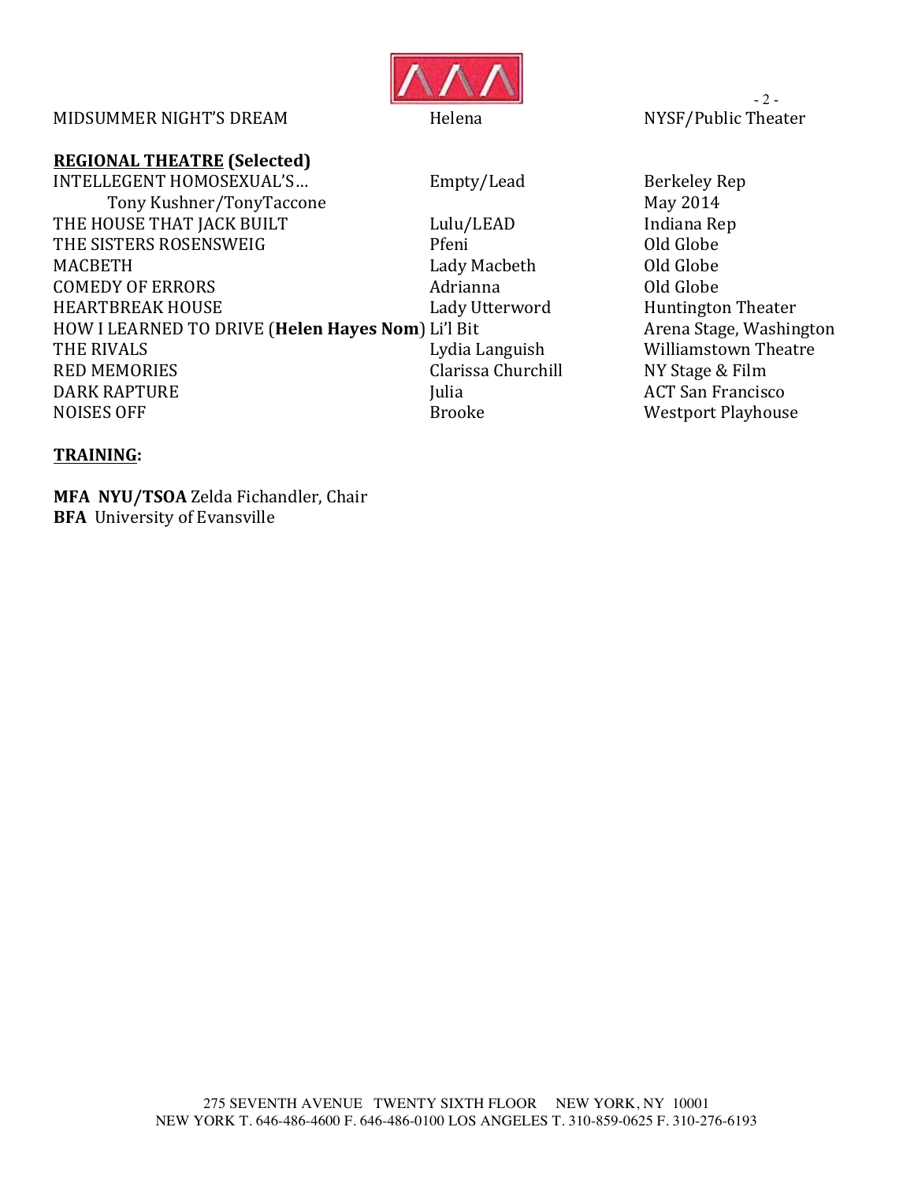| | | |
|---|---|---|
| MIDSUMMER NIGHT'S DREAM | Helena | NYSF/Public Theater |

## REGIONAL THEATRE (Selected)

| | | |
|---|---|---|
| INTELLEGENT HOMOSEXUAL'S… | Empty/Lead | Berkeley Rep |
| Tony Kushner/TonyTaccone | | May 2014 |
| THE HOUSE THAT JACK BUILT | Lulu/LEAD | Indiana Rep |
| THE SISTERS ROSENSWEIG | Pfeni | Old Globe |
| MACBETH | Lady Macbeth | Old Globe |
| COMEDY OF ERRORS | Adrianna | Old Globe |
| HEARTBREAK HOUSE | Lady Utterword | Huntington Theater |
| HOW I LEARNED TO DRIVE (**Helen Hayes Nom**) | Li'l Bit | Arena Stage, Washington |
| THE RIVALS | Lydia Languish | Williamstown Theatre |
| RED MEMORIES | Clarissa Churchill | NY Stage & Film |
| DARK RAPTURE | Julia | ACT San Francisco |
| NOISES OFF | Brooke | Westport Playhouse |

## TRAINING:

**MFA NYU/TSOA** Zelda Fichandler, Chair
**BFA** University of Evansville

275 SEVENTH AVENUE TWENTY SIXTH FLOOR NEW YORK, NY 10001
NEW YORK T. 646-486-4600 F. 646-486-0100 LOS ANGELES T. 310-859-0625 F. 310-276-6193